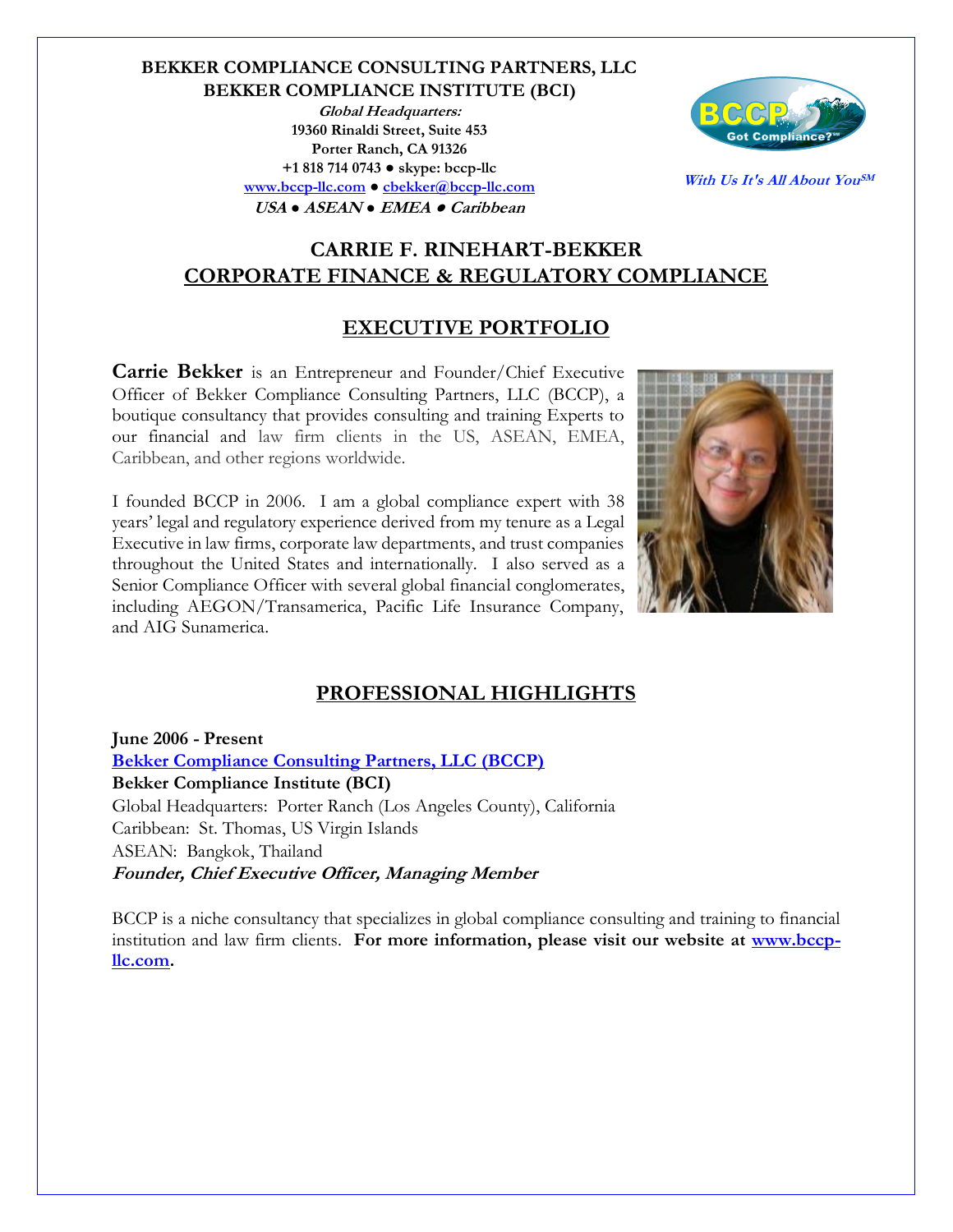**BEKKER COMPLIANCE CONSULTING PARTNERS, LLC**
**BEKKER COMPLIANCE INSTITUTE (BCI)**

***Global Headquarters:***
**19360 Rinaldi Street, Suite 453**
**Porter Ranch, CA 91326**
**+1 818 714 0743 ● skype: bccp-llc**
**www.bccp-llc.com ● cbekker@bccp-llc.com**
***USA ● ASEAN ● EMEA ● Caribbean***

***With Us It's All About You℠***

# CARRIE F. RINEHART-BEKKER
# CORPORATE FINANCE & REGULATORY COMPLIANCE

## EXECUTIVE PORTFOLIO

**Carrie Bekker** is an Entrepreneur and Founder/Chief Executive Officer of Bekker Compliance Consulting Partners, LLC (BCCP), a boutique consultancy that provides consulting and training Experts to our financial and law firm clients in the US, ASEAN, EMEA, Caribbean, and other regions worldwide.

I founded BCCP in 2006. I am a global compliance expert with 38 years' legal and regulatory experience derived from my tenure as a Legal Executive in law firms, corporate law departments, and trust companies throughout the United States and internationally. I also served as a Senior Compliance Officer with several global financial conglomerates, including AEGON/Transamerica, Pacific Life Insurance Company, and AIG Sunamerica.

## PROFESSIONAL HIGHLIGHTS

**June 2006 - Present**
**Bekker Compliance Consulting Partners, LLC (BCCP)**
**Bekker Compliance Institute (BCI)**
Global Headquarters: Porter Ranch (Los Angeles County), California
Caribbean: St. Thomas, US Virgin Islands
ASEAN: Bangkok, Thailand
***Founder, Chief Executive Officer, Managing Member***

BCCP is a niche consultancy that specializes in global compliance consulting and training to financial institution and law firm clients. **For more information, please visit our website at www.bccp-llc.com.**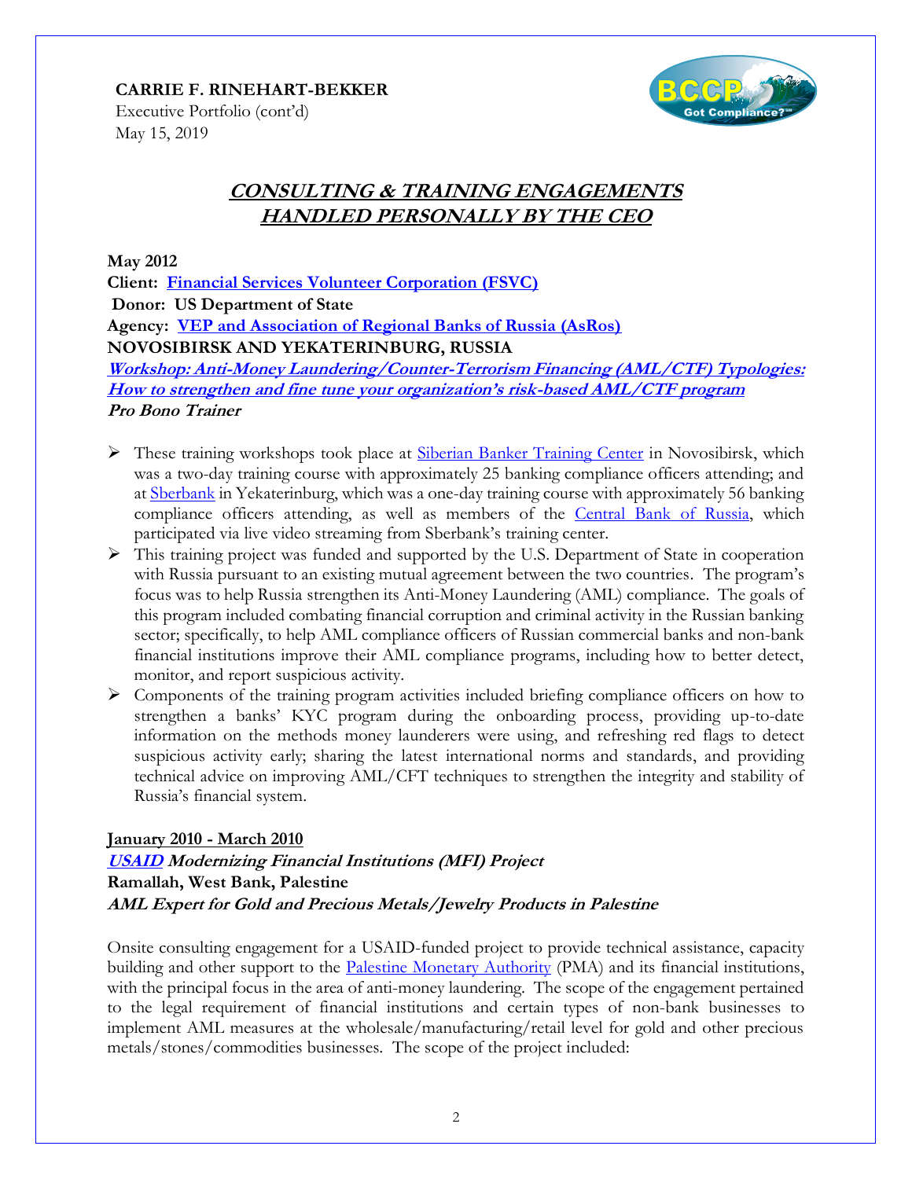**CARRIE F. RINEHART-BEKKER**
Executive Portfolio (cont'd)
May 15, 2019

## ***CONSULTING & TRAINING ENGAGEMENTS HANDLED PERSONALLY BY THE CEO***

**May 2012**
**Client: Financial Services Volunteer Corporation (FSVC)**
**Donor: US Department of State**
**Agency: VEP and Association of Regional Banks of Russia (AsRos)**
**NOVOSIBIRSK AND YEKATERINBURG, RUSSIA**
***Workshop: Anti-Money Laundering/Counter-Terrorism Financing (AML/CTF) Typologies: How to strengthen and fine tune your organization's risk-based AML/CTF program***
***Pro Bono Trainer***

- These training workshops took place at Siberian Banker Training Center in Novosibirsk, which was a two-day training course with approximately 25 banking compliance officers attending; and at Sberbank in Yekaterinburg, which was a one-day training course with approximately 56 banking compliance officers attending, as well as members of the Central Bank of Russia, which participated via live video streaming from Sberbank's training center.
- This training project was funded and supported by the U.S. Department of State in cooperation with Russia pursuant to an existing mutual agreement between the two countries. The program's focus was to help Russia strengthen its Anti-Money Laundering (AML) compliance. The goals of this program included combating financial corruption and criminal activity in the Russian banking sector; specifically, to help AML compliance officers of Russian commercial banks and non-bank financial institutions improve their AML compliance programs, including how to better detect, monitor, and report suspicious activity.
- Components of the training program activities included briefing compliance officers on how to strengthen a banks' KYC program during the onboarding process, providing up-to-date information on the methods money launderers were using, and refreshing red flags to detect suspicious activity early; sharing the latest international norms and standards, and providing technical advice on improving AML/CFT techniques to strengthen the integrity and stability of Russia's financial system.

**January 2010 - March 2010**
***USAID Modernizing Financial Institutions (MFI) Project***
**Ramallah, West Bank, Palestine**
***AML Expert for Gold and Precious Metals/Jewelry Products in Palestine***

Onsite consulting engagement for a USAID-funded project to provide technical assistance, capacity building and other support to the Palestine Monetary Authority (PMA) and its financial institutions, with the principal focus in the area of anti-money laundering. The scope of the engagement pertained to the legal requirement of financial institutions and certain types of non-bank businesses to implement AML measures at the wholesale/manufacturing/retail level for gold and other precious metals/stones/commodities businesses. The scope of the project included: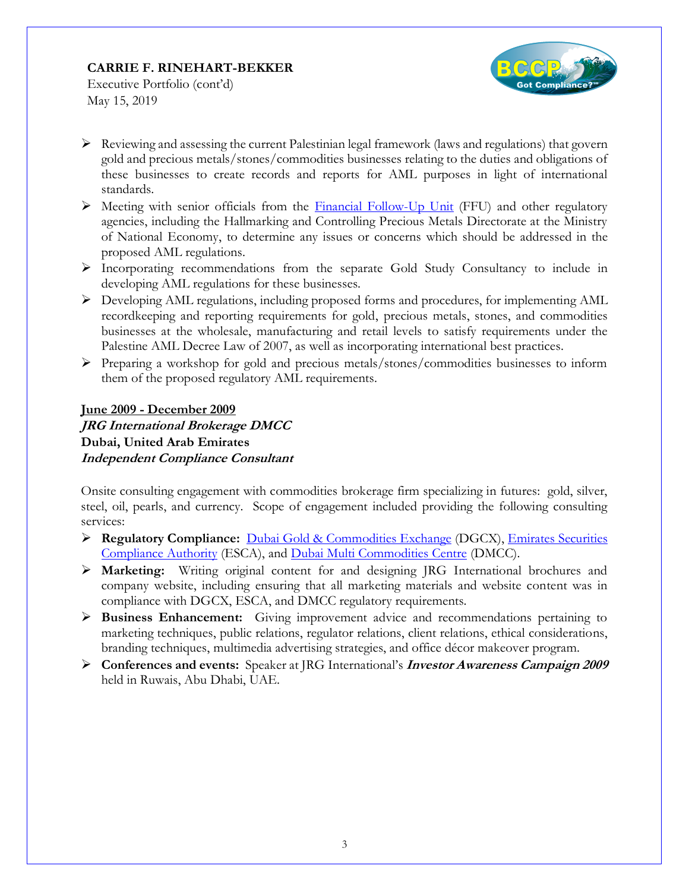- Reviewing and assessing the current Palestinian legal framework (laws and regulations) that govern gold and precious metals/stones/commodities businesses relating to the duties and obligations of these businesses to create records and reports for AML purposes in light of international standards.
- Meeting with senior officials from the Financial Follow-Up Unit (FFU) and other regulatory agencies, including the Hallmarking and Controlling Precious Metals Directorate at the Ministry of National Economy, to determine any issues or concerns which should be addressed in the proposed AML regulations.
- Incorporating recommendations from the separate Gold Study Consultancy to include in developing AML regulations for these businesses.
- Developing AML regulations, including proposed forms and procedures, for implementing AML recordkeeping and reporting requirements for gold, precious metals, stones, and commodities businesses at the wholesale, manufacturing and retail levels to satisfy requirements under the Palestine AML Decree Law of 2007, as well as incorporating international best practices.
- Preparing a workshop for gold and precious metals/stones/commodities businesses to inform them of the proposed regulatory AML requirements.

**June 2009 - December 2009**
***JRG International Brokerage DMCC***
**Dubai, United Arab Emirates**
***Independent Compliance Consultant***

Onsite consulting engagement with commodities brokerage firm specializing in futures: gold, silver, steel, oil, pearls, and currency. Scope of engagement included providing the following consulting services:

- **Regulatory Compliance:** Dubai Gold & Commodities Exchange (DGCX), Emirates Securities Compliance Authority (ESCA), and Dubai Multi Commodities Centre (DMCC).
- **Marketing:** Writing original content for and designing JRG International brochures and company website, including ensuring that all marketing materials and website content was in compliance with DGCX, ESCA, and DMCC regulatory requirements.
- **Business Enhancement:** Giving improvement advice and recommendations pertaining to marketing techniques, public relations, regulator relations, client relations, ethical considerations, branding techniques, multimedia advertising strategies, and office décor makeover program.
- **Conferences and events:** Speaker at JRG International's ***Investor Awareness Campaign 2009*** held in Ruwais, Abu Dhabi, UAE.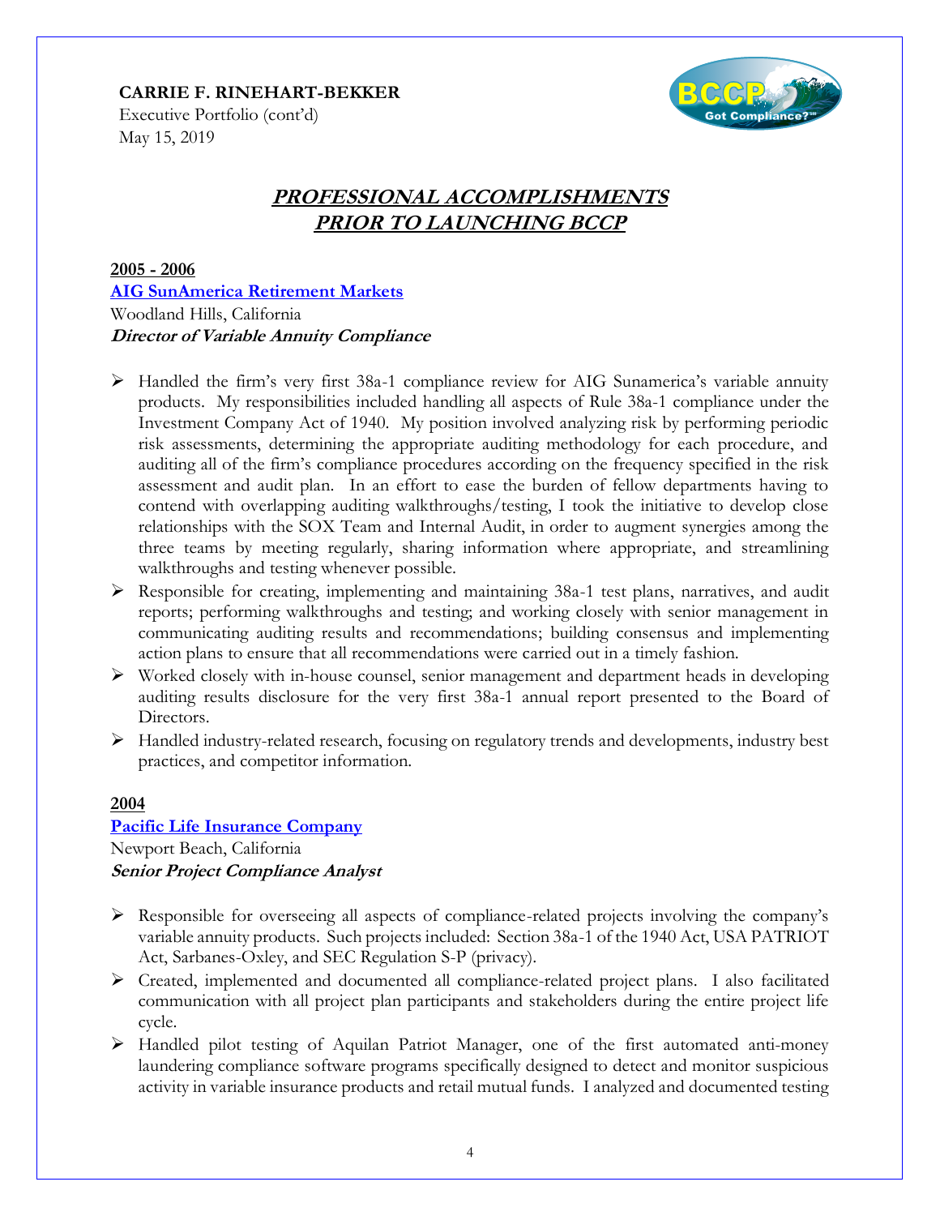## PROFESSIONAL ACCOMPLISHMENTS PRIOR TO LAUNCHING BCCP

**2005 - 2006**

**AIG SunAmerica Retirement Markets**
Woodland Hills, California
***Director of Variable Annuity Compliance***

- Handled the firm's very first 38a-1 compliance review for AIG Sunamerica's variable annuity products. My responsibilities included handling all aspects of Rule 38a-1 compliance under the Investment Company Act of 1940. My position involved analyzing risk by performing periodic risk assessments, determining the appropriate auditing methodology for each procedure, and auditing all of the firm's compliance procedures according on the frequency specified in the risk assessment and audit plan. In an effort to ease the burden of fellow departments having to contend with overlapping auditing walkthroughs/testing, I took the initiative to develop close relationships with the SOX Team and Internal Audit, in order to augment synergies among the three teams by meeting regularly, sharing information where appropriate, and streamlining walkthroughs and testing whenever possible.
- Responsible for creating, implementing and maintaining 38a-1 test plans, narratives, and audit reports; performing walkthroughs and testing; and working closely with senior management in communicating auditing results and recommendations; building consensus and implementing action plans to ensure that all recommendations were carried out in a timely fashion.
- Worked closely with in-house counsel, senior management and department heads in developing auditing results disclosure for the very first 38a-1 annual report presented to the Board of Directors.
- Handled industry-related research, focusing on regulatory trends and developments, industry best practices, and competitor information.

**2004**

**Pacific Life Insurance Company**
Newport Beach, California
***Senior Project Compliance Analyst***

- Responsible for overseeing all aspects of compliance-related projects involving the company's variable annuity products. Such projects included: Section 38a-1 of the 1940 Act, USA PATRIOT Act, Sarbanes-Oxley, and SEC Regulation S-P (privacy).
- Created, implemented and documented all compliance-related project plans. I also facilitated communication with all project plan participants and stakeholders during the entire project life cycle.
- Handled pilot testing of Aquilan Patriot Manager, one of the first automated anti-money laundering compliance software programs specifically designed to detect and monitor suspicious activity in variable insurance products and retail mutual funds. I analyzed and documented testing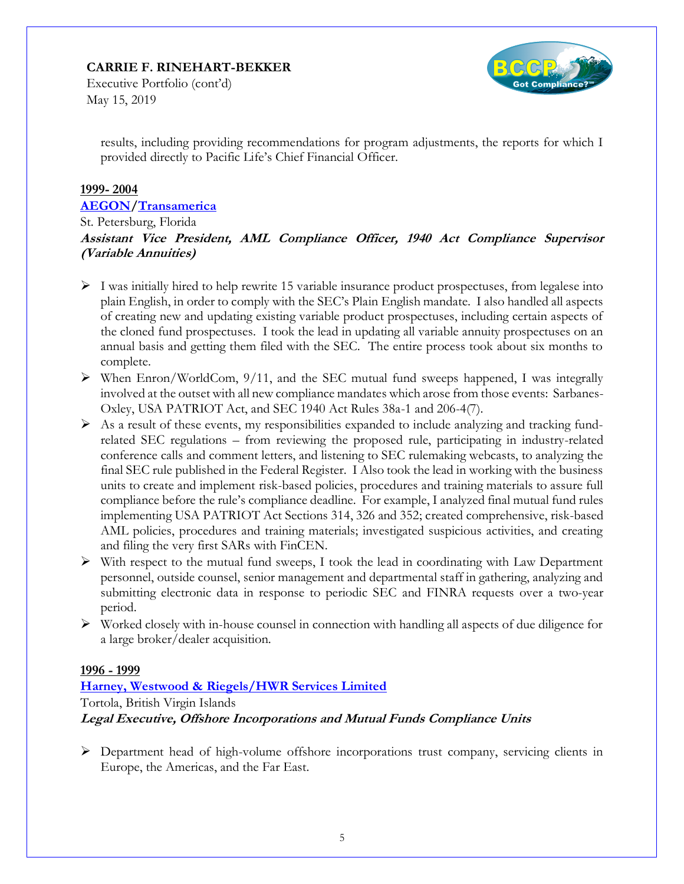results, including providing recommendations for program adjustments, the reports for which I provided directly to Pacific Life's Chief Financial Officer.

**1999- 2004**

**AEGON/Transamerica**

St. Petersburg, Florida

***Assistant Vice President, AML Compliance Officer, 1940 Act Compliance Supervisor (Variable Annuities)***

- I was initially hired to help rewrite 15 variable insurance product prospectuses, from legalese into plain English, in order to comply with the SEC's Plain English mandate. I also handled all aspects of creating new and updating existing variable product prospectuses, including certain aspects of the cloned fund prospectuses. I took the lead in updating all variable annuity prospectuses on an annual basis and getting them filed with the SEC. The entire process took about six months to complete.
- When Enron/WorldCom, 9/11, and the SEC mutual fund sweeps happened, I was integrally involved at the outset with all new compliance mandates which arose from those events: Sarbanes-Oxley, USA PATRIOT Act, and SEC 1940 Act Rules 38a-1 and 206-4(7).
- As a result of these events, my responsibilities expanded to include analyzing and tracking fund-related SEC regulations – from reviewing the proposed rule, participating in industry-related conference calls and comment letters, and listening to SEC rulemaking webcasts, to analyzing the final SEC rule published in the Federal Register. I Also took the lead in working with the business units to create and implement risk-based policies, procedures and training materials to assure full compliance before the rule's compliance deadline. For example, I analyzed final mutual fund rules implementing USA PATRIOT Act Sections 314, 326 and 352; created comprehensive, risk-based AML policies, procedures and training materials; investigated suspicious activities, and creating and filing the very first SARs with FinCEN.
- With respect to the mutual fund sweeps, I took the lead in coordinating with Law Department personnel, outside counsel, senior management and departmental staff in gathering, analyzing and submitting electronic data in response to periodic SEC and FINRA requests over a two-year period.
- Worked closely with in-house counsel in connection with handling all aspects of due diligence for a large broker/dealer acquisition.

**1996 - 1999**

**Harney, Westwood & Riegels/HWR Services Limited**

Tortola, British Virgin Islands

***Legal Executive, Offshore Incorporations and Mutual Funds Compliance Units***

- Department head of high-volume offshore incorporations trust company, servicing clients in Europe, the Americas, and the Far East.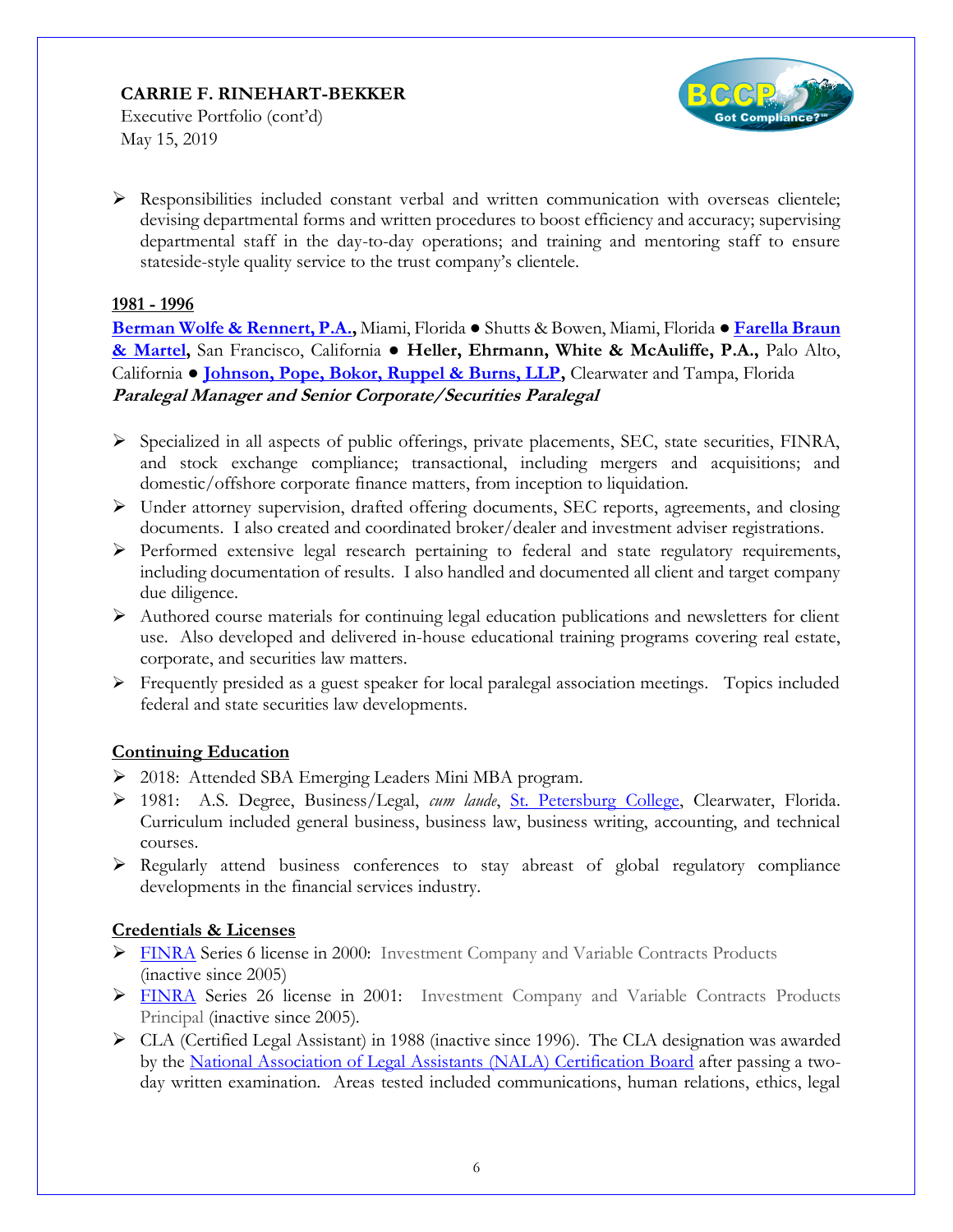- Responsibilities included constant verbal and written communication with overseas clientele; devising departmental forms and written procedures to boost efficiency and accuracy; supervising departmental staff in the day-to-day operations; and training and mentoring staff to ensure stateside-style quality service to the trust company's clientele.

**1981 - 1996**

**Berman Wolfe & Rennert, P.A.,** Miami, Florida ● Shutts & Bowen, Miami, Florida ● **Farella Braun & Martel,** San Francisco, California ● **Heller, Ehrmann, White & McAuliffe, P.A.,** Palo Alto, California ● **Johnson, Pope, Bokor, Ruppel & Burns, LLP,** Clearwater and Tampa, Florida

***Paralegal Manager and Senior Corporate/Securities Paralegal***

- Specialized in all aspects of public offerings, private placements, SEC, state securities, FINRA, and stock exchange compliance; transactional, including mergers and acquisitions; and domestic/offshore corporate finance matters, from inception to liquidation.
- Under attorney supervision, drafted offering documents, SEC reports, agreements, and closing documents. I also created and coordinated broker/dealer and investment adviser registrations.
- Performed extensive legal research pertaining to federal and state regulatory requirements, including documentation of results. I also handled and documented all client and target company due diligence.
- Authored course materials for continuing legal education publications and newsletters for client use. Also developed and delivered in-house educational training programs covering real estate, corporate, and securities law matters.
- Frequently presided as a guest speaker for local paralegal association meetings. Topics included federal and state securities law developments.

**Continuing Education**

- 2018: Attended SBA Emerging Leaders Mini MBA program.
- 1981: A.S. Degree, Business/Legal, *cum laude*, St. Petersburg College, Clearwater, Florida. Curriculum included general business, business law, business writing, accounting, and technical courses.
- Regularly attend business conferences to stay abreast of global regulatory compliance developments in the financial services industry.

**Credentials & Licenses**

- FINRA Series 6 license in 2000: Investment Company and Variable Contracts Products (inactive since 2005)
- FINRA Series 26 license in 2001: Investment Company and Variable Contracts Products Principal (inactive since 2005).
- CLA (Certified Legal Assistant) in 1988 (inactive since 1996). The CLA designation was awarded by the National Association of Legal Assistants (NALA) Certification Board after passing a two-day written examination. Areas tested included communications, human relations, ethics, legal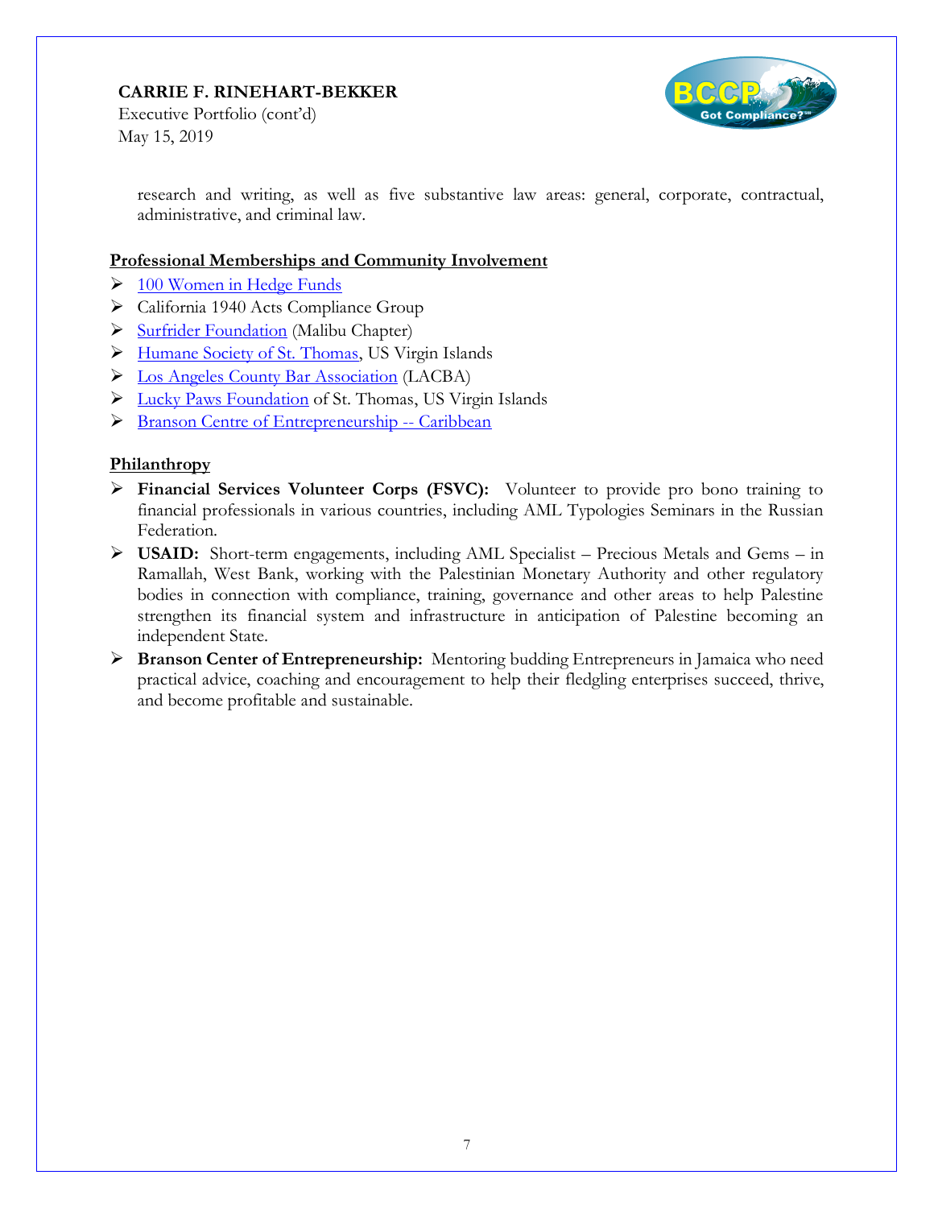research and writing, as well as five substantive law areas: general, corporate, contractual, administrative, and criminal law.

## Professional Memberships and Community Involvement

- 100 Women in Hedge Funds
- California 1940 Acts Compliance Group
- Surfrider Foundation (Malibu Chapter)
- Humane Society of St. Thomas, US Virgin Islands
- Los Angeles County Bar Association (LACBA)
- Lucky Paws Foundation of St. Thomas, US Virgin Islands
- Branson Centre of Entrepreneurship -- Caribbean

## Philanthropy

- **Financial Services Volunteer Corps (FSVC):** Volunteer to provide pro bono training to financial professionals in various countries, including AML Typologies Seminars in the Russian Federation.
- **USAID:** Short-term engagements, including AML Specialist – Precious Metals and Gems – in Ramallah, West Bank, working with the Palestinian Monetary Authority and other regulatory bodies in connection with compliance, training, governance and other areas to help Palestine strengthen its financial system and infrastructure in anticipation of Palestine becoming an independent State.
- **Branson Center of Entrepreneurship:** Mentoring budding Entrepreneurs in Jamaica who need practical advice, coaching and encouragement to help their fledgling enterprises succeed, thrive, and become profitable and sustainable.